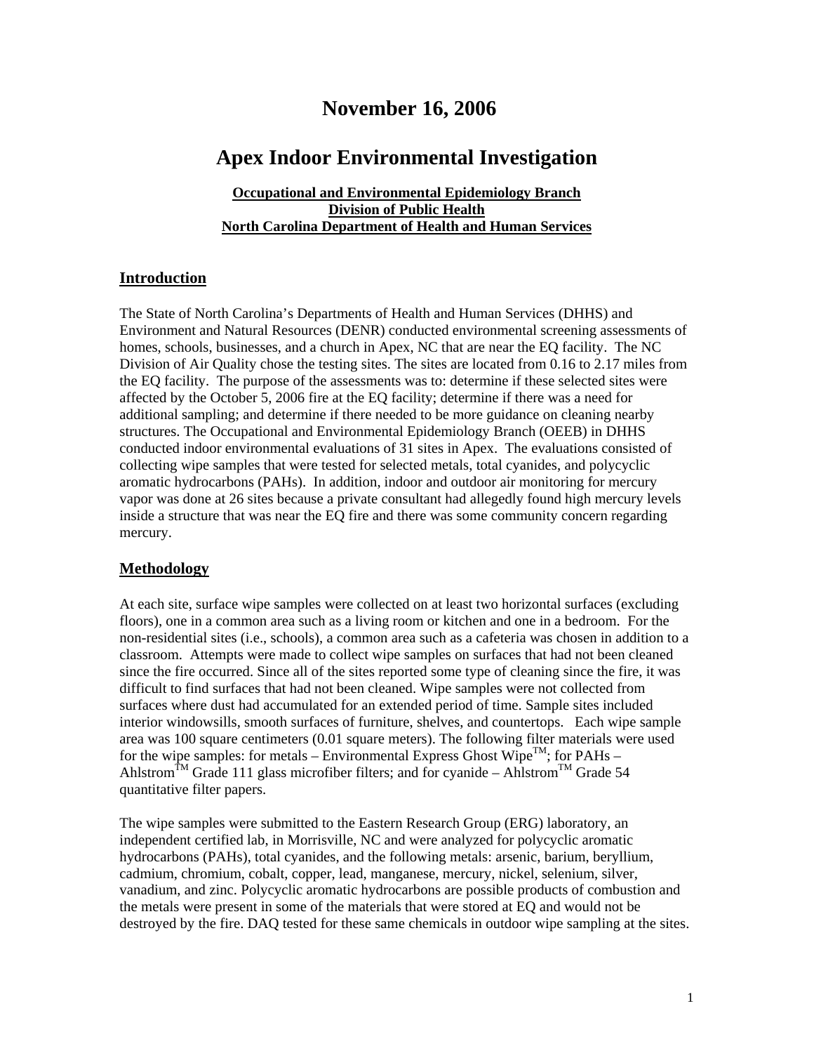# November 16, 2006

# Apex Indoor Environmental Investigation

**Occupational and Environmental Epidemiology Branch**
**Division of Public Health**
**North Carolina Department of Health and Human Services**

## Introduction

The State of North Carolina's Departments of Health and Human Services (DHHS) and Environment and Natural Resources (DENR) conducted environmental screening assessments of homes, schools, businesses, and a church in Apex, NC that are near the EQ facility. The NC Division of Air Quality chose the testing sites. The sites are located from 0.16 to 2.17 miles from the EQ facility. The purpose of the assessments was to: determine if these selected sites were affected by the October 5, 2006 fire at the EQ facility; determine if there was a need for additional sampling; and determine if there needed to be more guidance on cleaning nearby structures. The Occupational and Environmental Epidemiology Branch (OEEB) in DHHS conducted indoor environmental evaluations of 31 sites in Apex. The evaluations consisted of collecting wipe samples that were tested for selected metals, total cyanides, and polycyclic aromatic hydrocarbons (PAHs). In addition, indoor and outdoor air monitoring for mercury vapor was done at 26 sites because a private consultant had allegedly found high mercury levels inside a structure that was near the EQ fire and there was some community concern regarding mercury.

## Methodology

At each site, surface wipe samples were collected on at least two horizontal surfaces (excluding floors), one in a common area such as a living room or kitchen and one in a bedroom. For the non-residential sites (i.e., schools), a common area such as a cafeteria was chosen in addition to a classroom. Attempts were made to collect wipe samples on surfaces that had not been cleaned since the fire occurred. Since all of the sites reported some type of cleaning since the fire, it was difficult to find surfaces that had not been cleaned. Wipe samples were not collected from surfaces where dust had accumulated for an extended period of time. Sample sites included interior windowsills, smooth surfaces of furniture, shelves, and countertops. Each wipe sample area was 100 square centimeters (0.01 square meters). The following filter materials were used for the wipe samples: for metals – Environmental Express Ghost Wipe™; for PAHs – Ahlstrom™ Grade 111 glass microfiber filters; and for cyanide – Ahlstrom™ Grade 54 quantitative filter papers.

The wipe samples were submitted to the Eastern Research Group (ERG) laboratory, an independent certified lab, in Morrisville, NC and were analyzed for polycyclic aromatic hydrocarbons (PAHs), total cyanides, and the following metals: arsenic, barium, beryllium, cadmium, chromium, cobalt, copper, lead, manganese, mercury, nickel, selenium, silver, vanadium, and zinc. Polycyclic aromatic hydrocarbons are possible products of combustion and the metals were present in some of the materials that were stored at EQ and would not be destroyed by the fire. DAQ tested for these same chemicals in outdoor wipe sampling at the sites.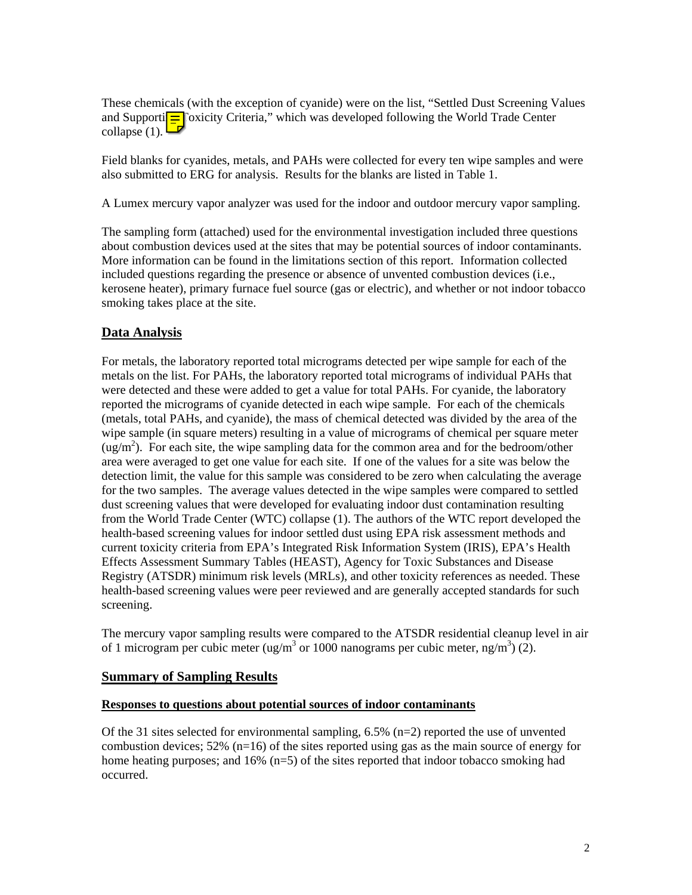These chemicals (with the exception of cyanide) were on the list, "Settled Dust Screening Values and Supporting Toxicity Criteria," which was developed following the World Trade Center collapse (1).

Field blanks for cyanides, metals, and PAHs were collected for every ten wipe samples and were also submitted to ERG for analysis. Results for the blanks are listed in Table 1.

A Lumex mercury vapor analyzer was used for the indoor and outdoor mercury vapor sampling.

The sampling form (attached) used for the environmental investigation included three questions about combustion devices used at the sites that may be potential sources of indoor contaminants. More information can be found in the limitations section of this report. Information collected included questions regarding the presence or absence of unvented combustion devices (i.e., kerosene heater), primary furnace fuel source (gas or electric), and whether or not indoor tobacco smoking takes place at the site.

## Data Analysis

For metals, the laboratory reported total micrograms detected per wipe sample for each of the metals on the list. For PAHs, the laboratory reported total micrograms of individual PAHs that were detected and these were added to get a value for total PAHs. For cyanide, the laboratory reported the micrograms of cyanide detected in each wipe sample. For each of the chemicals (metals, total PAHs, and cyanide), the mass of chemical detected was divided by the area of the wipe sample (in square meters) resulting in a value of micrograms of chemical per square meter (ug/m$^2$). For each site, the wipe sampling data for the common area and for the bedroom/other area were averaged to get one value for each site. If one of the values for a site was below the detection limit, the value for this sample was considered to be zero when calculating the average for the two samples. The average values detected in the wipe samples were compared to settled dust screening values that were developed for evaluating indoor dust contamination resulting from the World Trade Center (WTC) collapse (1). The authors of the WTC report developed the health-based screening values for indoor settled dust using EPA risk assessment methods and current toxicity criteria from EPA's Integrated Risk Information System (IRIS), EPA's Health Effects Assessment Summary Tables (HEAST), Agency for Toxic Substances and Disease Registry (ATSDR) minimum risk levels (MRLs), and other toxicity references as needed. These health-based screening values were peer reviewed and are generally accepted standards for such screening.

The mercury vapor sampling results were compared to the ATSDR residential cleanup level in air of 1 microgram per cubic meter (ug/m$^3$ or 1000 nanograms per cubic meter, ng/m$^3$) (2).

## Summary of Sampling Results

### Responses to questions about potential sources of indoor contaminants

Of the 31 sites selected for environmental sampling, 6.5% (n=2) reported the use of unvented combustion devices; 52% (n=16) of the sites reported using gas as the main source of energy for home heating purposes; and 16% (n=5) of the sites reported that indoor tobacco smoking had occurred.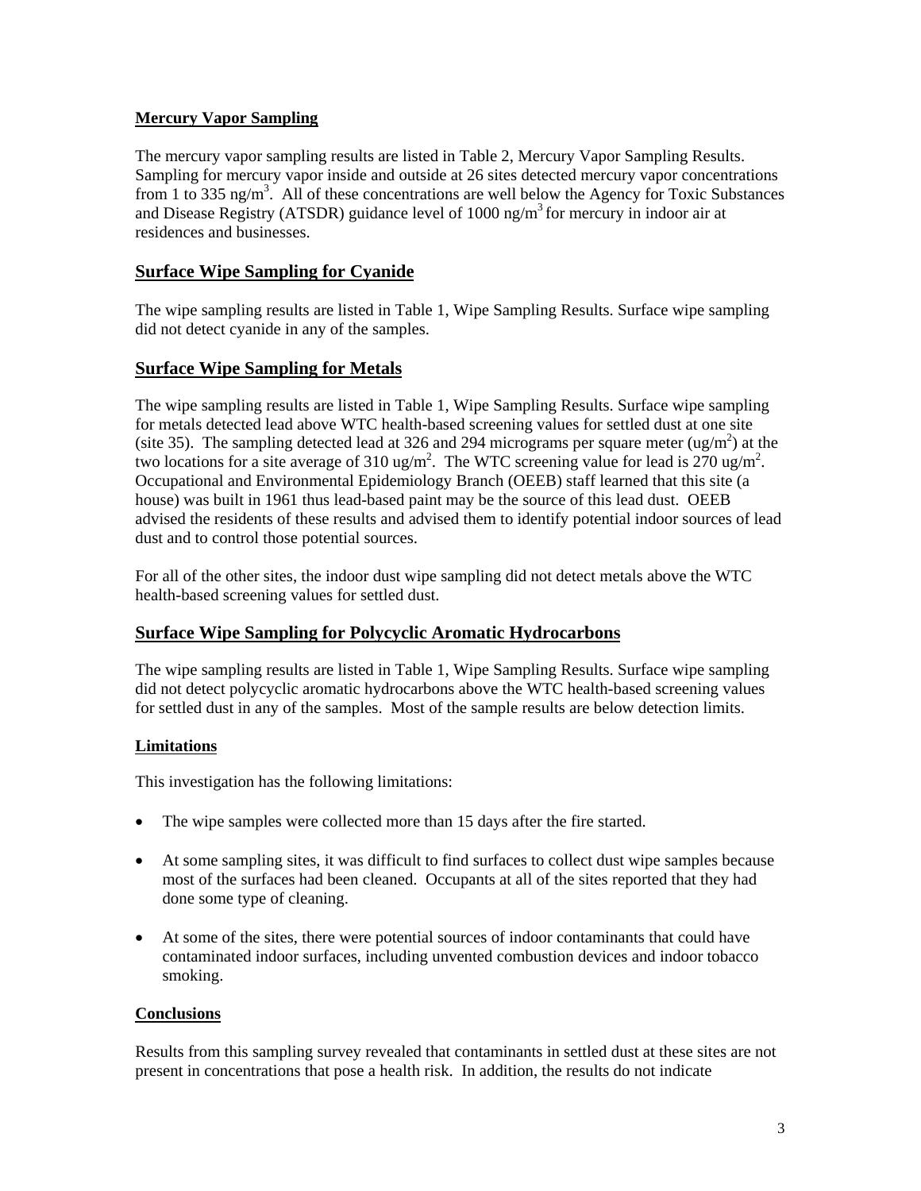**Mercury Vapor Sampling**

The mercury vapor sampling results are listed in Table 2, Mercury Vapor Sampling Results. Sampling for mercury vapor inside and outside at 26 sites detected mercury vapor concentrations from 1 to 335 ng/m$^3$. All of these concentrations are well below the Agency for Toxic Substances and Disease Registry (ATSDR) guidance level of 1000 ng/m$^3$ for mercury in indoor air at residences and businesses.

## Surface Wipe Sampling for Cyanide

The wipe sampling results are listed in Table 1, Wipe Sampling Results. Surface wipe sampling did not detect cyanide in any of the samples.

## Surface Wipe Sampling for Metals

The wipe sampling results are listed in Table 1, Wipe Sampling Results. Surface wipe sampling for metals detected lead above WTC health-based screening values for settled dust at one site (site 35). The sampling detected lead at 326 and 294 micrograms per square meter (ug/m$^2$) at the two locations for a site average of 310 ug/m$^2$. The WTC screening value for lead is 270 ug/m$^2$. Occupational and Environmental Epidemiology Branch (OEEB) staff learned that this site (a house) was built in 1961 thus lead-based paint may be the source of this lead dust. OEEB advised the residents of these results and advised them to identify potential indoor sources of lead dust and to control those potential sources.

For all of the other sites, the indoor dust wipe sampling did not detect metals above the WTC health-based screening values for settled dust.

## Surface Wipe Sampling for Polycyclic Aromatic Hydrocarbons

The wipe sampling results are listed in Table 1, Wipe Sampling Results. Surface wipe sampling did not detect polycyclic aromatic hydrocarbons above the WTC health-based screening values for settled dust in any of the samples. Most of the sample results are below detection limits.

**Limitations**

This investigation has the following limitations:

- The wipe samples were collected more than 15 days after the fire started.
- At some sampling sites, it was difficult to find surfaces to collect dust wipe samples because most of the surfaces had been cleaned. Occupants at all of the sites reported that they had done some type of cleaning.
- At some of the sites, there were potential sources of indoor contaminants that could have contaminated indoor surfaces, including unvented combustion devices and indoor tobacco smoking.

**Conclusions**

Results from this sampling survey revealed that contaminants in settled dust at these sites are not present in concentrations that pose a health risk. In addition, the results do not indicate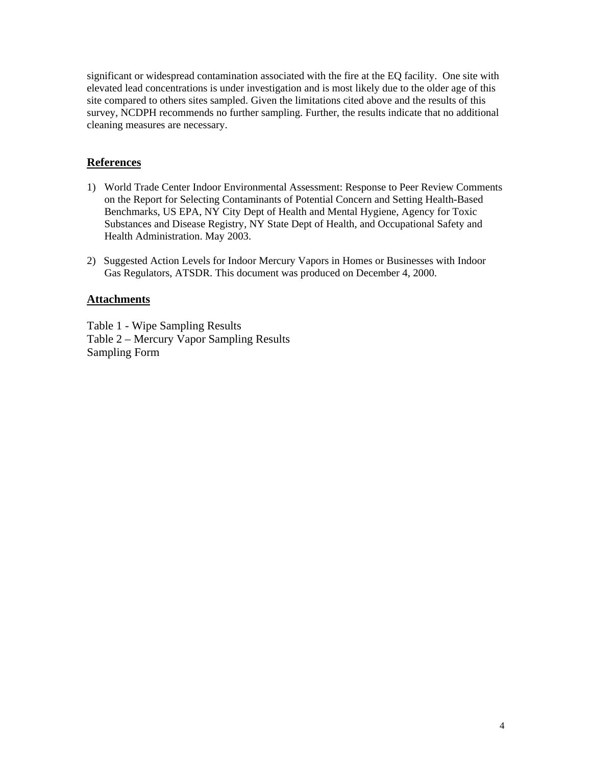significant or widespread contamination associated with the fire at the EQ facility. One site with elevated lead concentrations is under investigation and is most likely due to the older age of this site compared to others sites sampled. Given the limitations cited above and the results of this survey, NCDPH recommends no further sampling. Further, the results indicate that no additional cleaning measures are necessary.

## References

1) World Trade Center Indoor Environmental Assessment: Response to Peer Review Comments on the Report for Selecting Contaminants of Potential Concern and Setting Health-Based Benchmarks, US EPA, NY City Dept of Health and Mental Hygiene, Agency for Toxic Substances and Disease Registry, NY State Dept of Health, and Occupational Safety and Health Administration. May 2003.

2) Suggested Action Levels for Indoor Mercury Vapors in Homes or Businesses with Indoor Gas Regulators, ATSDR. This document was produced on December 4, 2000.

## Attachments

Table 1 - Wipe Sampling Results
Table 2 – Mercury Vapor Sampling Results
Sampling Form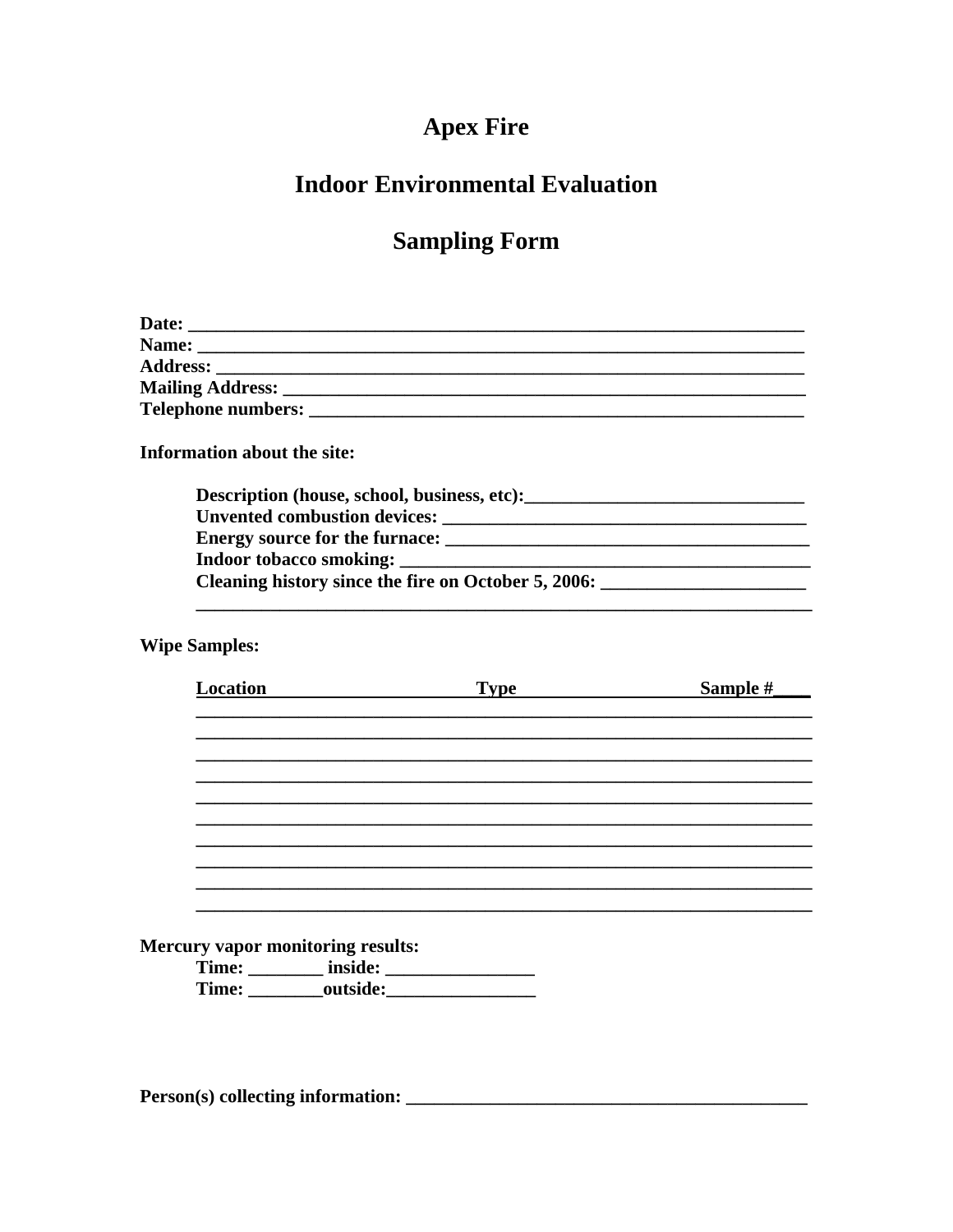# Apex Fire

## Indoor Environmental Evaluation

## Sampling Form

**Date:** ______________________________________________________________

**Name:** ______________________________________________________________

**Address:** ____________________________________________________________

**Mailing Address:** _____________________________________________________

**Telephone numbers:** ___________________________________________________

**Information about the site:**

**Description (house, school, business, etc):**______________________________

**Unvented combustion devices:** ______________________________________

**Energy source for the furnace:** ______________________________________

**Indoor tobacco smoking:** ___________________________________________

**Cleaning history since the fire on October 5, 2006:** _____________________

_________________________________________________________________

**Wipe Samples:**

| Location | Type | Sample # |
|---|---|---|
| | | |
| | | |
| | | |
| | | |
| | | |
| | | |
| | | |
| | | |
| | | |
| | | |

**Mercury vapor monitoring results:**

**Time:** ________ **inside:** ________________

**Time:** ________**outside:**________________

**Person(s) collecting information:** ___________________________________________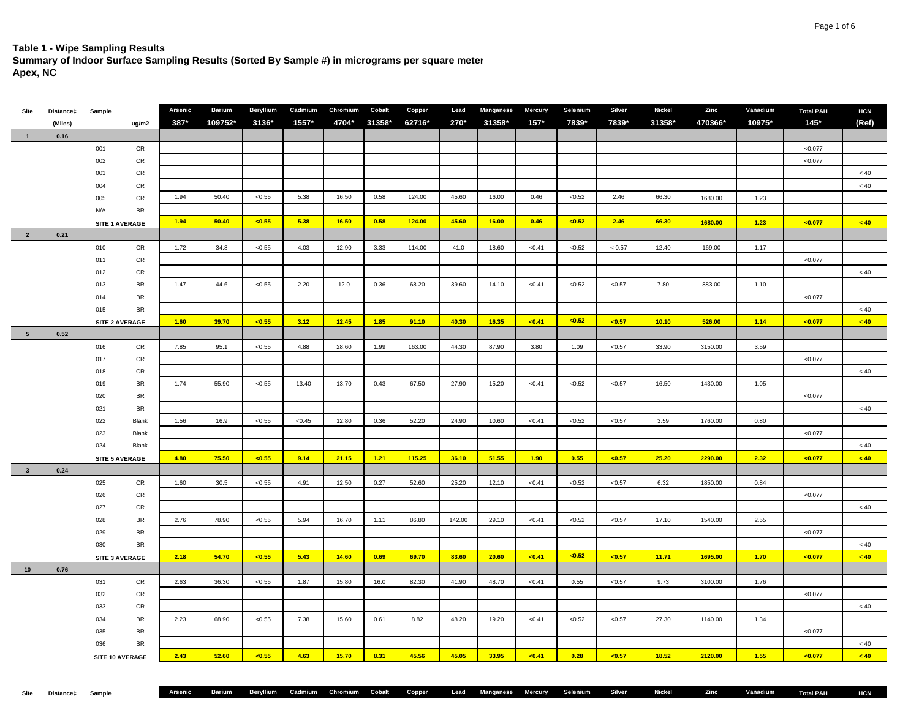**Table 1 - Wipe Sampling Results**
**Summary of Indoor Surface Sampling Results (Sorted By Sample #) in micrograms per square meter**
**Apex, NC**

| Site | Distance‡ | Sample | | Arsenic | Barium | Beryllium | Cadmium | Chromium | Cobalt | Copper | Lead | Manganese | Mercury | Selenium | Silver | Nickel | Zinc | Vanadium | Total PAH | HCN |
|---|---|---|---|---|---|---|---|---|---|---|---|---|---|---|---|---|---|---|---|---|
| | (Miles) | | ug/m2 | 387* | 109752* | 3136* | 1557* | 4704* | 31358* | 62716* | 270* | 31358* | 157* | 7839* | 7839* | 31358* | 470366* | 10975* | 145* | (Ref) |
| 1 | 0.16 | | | | | | | | | | | | | | | | | | | |
| | | 001 | CR | | | | | | | | | | | | | | | | <0.077 | |
| | | 002 | CR | | | | | | | | | | | | | | | | <0.077 | |
| | | 003 | CR | | | | | | | | | | | | | | | | | < 40 |
| | | 004 | CR | | | | | | | | | | | | | | | | | < 40 |
| | | 005 | CR | 1.94 | 50.40 | <0.55 | 5.38 | 16.50 | 0.58 | 124.00 | 45.60 | 16.00 | 0.46 | <0.52 | 2.46 | 66.30 | 1680.00 | 1.23 | | |
| | | N/A | BR | | | | | | | | | | | | | | | | | |
| | | **SITE 1 AVERAGE** | | **1.94** | **50.40** | **<0.55** | **5.38** | **16.50** | **0.58** | **124.00** | **45.60** | **16.00** | **0.46** | **<0.52** | **2.46** | **66.30** | **1680.00** | **1.23** | **<0.077** | **< 40** |
| 2 | 0.21 | | | | | | | | | | | | | | | | | | | |
| | | 010 | CR | 1.72 | 34.8 | <0.55 | 4.03 | 12.90 | 3.33 | 114.00 | 41.0 | 18.60 | <0.41 | <0.52 | < 0.57 | 12.40 | 169.00 | 1.17 | | |
| | | 011 | CR | | | | | | | | | | | | | | | | <0.077 | |
| | | 012 | CR | | | | | | | | | | | | | | | | | < 40 |
| | | 013 | BR | 1.47 | 44.6 | <0.55 | 2.20 | 12.0 | 0.36 | 68.20 | 39.60 | 14.10 | <0.41 | <0.52 | <0.57 | 7.80 | 883.00 | 1.10 | | |
| | | 014 | BR | | | | | | | | | | | | | | | | <0.077 | |
| | | 015 | BR | | | | | | | | | | | | | | | | | < 40 |
| | | **SITE 2 AVERAGE** | | **1.60** | **39.70** | **<0.55** | **3.12** | **12.45** | **1.85** | **91.10** | **40.30** | **16.35** | **<0.41** | **<0.52** | **<0.57** | **10.10** | **526.00** | **1.14** | **<0.077** | **< 40** |
| 5 | 0.52 | | | | | | | | | | | | | | | | | | | |
| | | 016 | CR | 7.85 | 95.1 | <0.55 | 4.88 | 28.60 | 1.99 | 163.00 | 44.30 | 87.90 | 3.80 | 1.09 | <0.57 | 33.90 | 3150.00 | 3.59 | | |
| | | 017 | CR | | | | | | | | | | | | | | | | <0.077 | |
| | | 018 | CR | | | | | | | | | | | | | | | | | < 40 |
| | | 019 | BR | 1.74 | 55.90 | <0.55 | 13.40 | 13.70 | 0.43 | 67.50 | 27.90 | 15.20 | <0.41 | <0.52 | <0.57 | 16.50 | 1430.00 | 1.05 | | |
| | | 020 | BR | | | | | | | | | | | | | | | | <0.077 | |
| | | 021 | BR | | | | | | | | | | | | | | | | | < 40 |
| | | 022 | Blank | 1.56 | 16.9 | <0.55 | <0.45 | 12.80 | 0.36 | 52.20 | 24.90 | 10.60 | <0.41 | <0.52 | <0.57 | 3.59 | 1760.00 | 0.80 | | |
| | | 023 | Blank | | | | | | | | | | | | | | | | <0.077 | |
| | | 024 | Blank | | | | | | | | | | | | | | | | | < 40 |
| | | **SITE 5 AVERAGE** | | **4.80** | **75.50** | **<0.55** | **9.14** | **21.15** | **1.21** | **115.25** | **36.10** | **51.55** | **1.90** | **0.55** | **<0.57** | **25.20** | **2290.00** | **2.32** | **<0.077** | **< 40** |
| 3 | 0.24 | | | | | | | | | | | | | | | | | | | |
| | | 025 | CR | 1.60 | 30.5 | <0.55 | 4.91 | 12.50 | 0.27 | 52.60 | 25.20 | 12.10 | <0.41 | <0.52 | <0.57 | 6.32 | 1850.00 | 0.84 | | |
| | | 026 | CR | | | | | | | | | | | | | | | | <0.077 | |
| | | 027 | CR | | | | | | | | | | | | | | | | | < 40 |
| | | 028 | BR | 2.76 | 78.90 | <0.55 | 5.94 | 16.70 | 1.11 | 86.80 | 142.00 | 29.10 | <0.41 | <0.52 | <0.57 | 17.10 | 1540.00 | 2.55 | | |
| | | 029 | BR | | | | | | | | | | | | | | | | <0.077 | |
| | | 030 | BR | | | | | | | | | | | | | | | | | < 40 |
| | | **SITE 3 AVERAGE** | | **2.18** | **54.70** | **<0.55** | **5.43** | **14.60** | **0.69** | **69.70** | **83.60** | **20.60** | **<0.41** | **<0.52** | **<0.57** | **11.71** | **1695.00** | **1.70** | **<0.077** | **< 40** |
| 10 | 0.76 | | | | | | | | | | | | | | | | | | | |
| | | 031 | CR | 2.63 | 36.30 | <0.55 | 1.87 | 15.80 | 16.0 | 82.30 | 41.90 | 48.70 | <0.41 | 0.55 | <0.57 | 9.73 | 3100.00 | 1.76 | | |
| | | 032 | CR | | | | | | | | | | | | | | | | <0.077 | |
| | | 033 | CR | | | | | | | | | | | | | | | | | < 40 |
| | | 034 | BR | 2.23 | 68.90 | <0.55 | 7.38 | 15.60 | 0.61 | 8.82 | 48.20 | 19.20 | <0.41 | <0.52 | <0.57 | 27.30 | 1140.00 | 1.34 | | |
| | | 035 | BR | | | | | | | | | | | | | | | | <0.077 | |
| | | 036 | BR | | | | | | | | | | | | | | | | | < 40 |
| | | **SITE 10 AVERAGE** | | **2.43** | **52.60** | **<0.55** | **4.63** | **15.70** | **8.31** | **45.56** | **45.05** | **33.95** | **<0.41** | **0.28** | **<0.57** | **18.52** | **2120.00** | **1.55** | **<0.077** | **< 40** |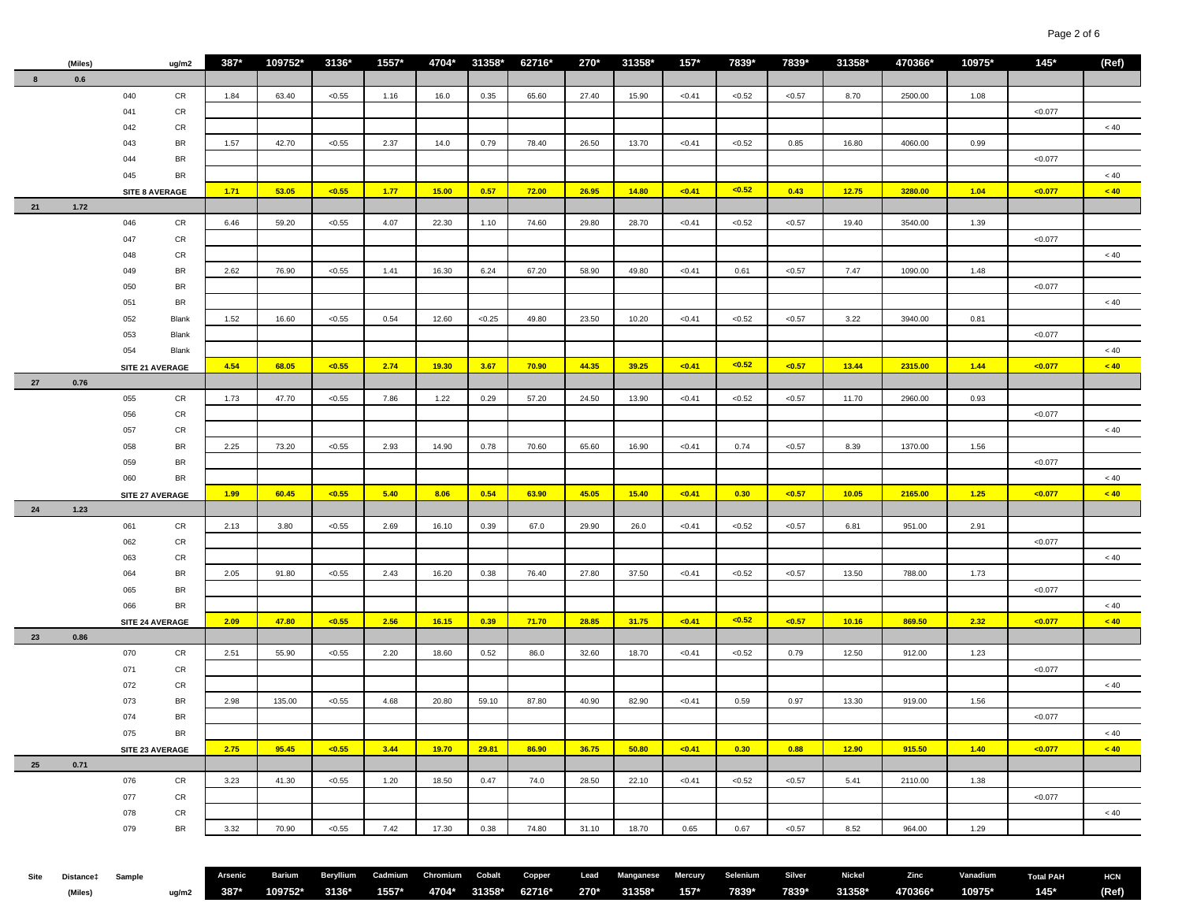| Site | Distance‡ (Miles) | Sample | ug/m2 | Arsenic 387* | Barium 109752* | Beryllium 3136* | Cadmium 1557* | Chromium 4704* | Cobalt 31358* | Copper 62716* | Lead 270* | Manganese 31358* | Mercury 157* | Selenium 7839* | Silver 7839* | Nickel 31358* | Zinc 470366* | Vanadium 10975* | Total PAH 145* | HCN (Ref) |
|---|---|---|---|---|---|---|---|---|---|---|---|---|---|---|---|---|---|---|---|---|
| 8 | 0.6 | | | | | | | | | | | | | | | | | | | |
| | | 040 | CR | 1.84 | 63.40 | <0.55 | 1.16 | 16.0 | 0.35 | 65.60 | 27.40 | 15.90 | <0.41 | <0.52 | <0.57 | 8.70 | 2500.00 | 1.08 | | |
| | | 041 | CR | | | | | | | | | | | | | | | | <0.077 | |
| | | 042 | CR | | | | | | | | | | | | | | | | | < 40 |
| | | 043 | BR | 1.57 | 42.70 | <0.55 | 2.37 | 14.0 | 0.79 | 78.40 | 26.50 | 13.70 | <0.41 | <0.52 | 0.85 | 16.80 | 4060.00 | 0.99 | | |
| | | 044 | BR | | | | | | | | | | | | | | | | <0.077 | |
| | | 045 | BR | | | | | | | | | | | | | | | | | < 40 |
| | | SITE 8 AVERAGE | | **1.71** | **53.05** | **<0.55** | **1.77** | **15.00** | **0.57** | **72.00** | **26.95** | **14.80** | **<0.41** | **<0.52** | **0.43** | **12.75** | **3280.00** | **1.04** | **<0.077** | **< 40** |
| 21 | 1.72 | | | | | | | | | | | | | | | | | | | |
| | | 046 | CR | 6.46 | 59.20 | <0.55 | 4.07 | 22.30 | 1.10 | 74.60 | 29.80 | 28.70 | <0.41 | <0.52 | <0.57 | 19.40 | 3540.00 | 1.39 | | |
| | | 047 | CR | | | | | | | | | | | | | | | | <0.077 | |
| | | 048 | CR | | | | | | | | | | | | | | | | | < 40 |
| | | 049 | BR | 2.62 | 76.90 | <0.55 | 1.41 | 16.30 | 6.24 | 67.20 | 58.90 | 49.80 | <0.41 | 0.61 | <0.57 | 7.47 | 1090.00 | 1.48 | | |
| | | 050 | BR | | | | | | | | | | | | | | | | <0.077 | |
| | | 051 | BR | | | | | | | | | | | | | | | | | < 40 |
| | | 052 | Blank | 1.52 | 16.60 | <0.55 | 0.54 | 12.60 | <0.25 | 49.80 | 23.50 | 10.20 | <0.41 | <0.52 | <0.57 | 3.22 | 3940.00 | 0.81 | | |
| | | 053 | Blank | | | | | | | | | | | | | | | | <0.077 | |
| | | 054 | Blank | | | | | | | | | | | | | | | | | < 40 |
| | | SITE 21 AVERAGE | | **4.54** | **68.05** | **<0.55** | **2.74** | **19.30** | **3.67** | **70.90** | **44.35** | **39.25** | **<0.41** | **<0.52** | **<0.57** | **13.44** | **2315.00** | **1.44** | **<0.077** | **< 40** |
| 27 | 0.76 | | | | | | | | | | | | | | | | | | | |
| | | 055 | CR | 1.73 | 47.70 | <0.55 | 7.86 | 1.22 | 0.29 | 57.20 | 24.50 | 13.90 | <0.41 | <0.52 | <0.57 | 11.70 | 2960.00 | 0.93 | | |
| | | 056 | CR | | | | | | | | | | | | | | | | <0.077 | |
| | | 057 | CR | | | | | | | | | | | | | | | | | < 40 |
| | | 058 | BR | 2.25 | 73.20 | <0.55 | 2.93 | 14.90 | 0.78 | 70.60 | 65.60 | 16.90 | <0.41 | 0.74 | <0.57 | 8.39 | 1370.00 | 1.56 | | |
| | | 059 | BR | | | | | | | | | | | | | | | | <0.077 | |
| | | 060 | BR | | | | | | | | | | | | | | | | | < 40 |
| | | SITE 27 AVERAGE | | **1.99** | **60.45** | **<0.55** | **5.40** | **8.06** | **0.54** | **63.90** | **45.05** | **15.40** | **<0.41** | **0.30** | **<0.57** | **10.05** | **2165.00** | **1.25** | **<0.077** | **< 40** |
| 24 | 1.23 | | | | | | | | | | | | | | | | | | | |
| | | 061 | CR | 2.13 | 3.80 | <0.55 | 2.69 | 16.10 | 0.39 | 67.0 | 29.90 | 26.0 | <0.41 | <0.52 | <0.57 | 6.81 | 951.00 | 2.91 | | |
| | | 062 | CR | | | | | | | | | | | | | | | | <0.077 | |
| | | 063 | CR | | | | | | | | | | | | | | | | | < 40 |
| | | 064 | BR | 2.05 | 91.80 | <0.55 | 2.43 | 16.20 | 0.38 | 76.40 | 27.80 | 37.50 | <0.41 | <0.52 | <0.57 | 13.50 | 788.00 | 1.73 | | |
| | | 065 | BR | | | | | | | | | | | | | | | | <0.077 | |
| | | 066 | BR | | | | | | | | | | | | | | | | | < 40 |
| | | SITE 24 AVERAGE | | **2.09** | **47.80** | **<0.55** | **2.56** | **16.15** | **0.39** | **71.70** | **28.85** | **31.75** | **<0.41** | **<0.52** | **<0.57** | **10.16** | **869.50** | **2.32** | **<0.077** | **< 40** |
| 23 | 0.86 | | | | | | | | | | | | | | | | | | | |
| | | 070 | CR | 2.51 | 55.90 | <0.55 | 2.20 | 18.60 | 0.52 | 86.0 | 32.60 | 18.70 | <0.41 | <0.52 | 0.79 | 12.50 | 912.00 | 1.23 | | |
| | | 071 | CR | | | | | | | | | | | | | | | | <0.077 | |
| | | 072 | CR | | | | | | | | | | | | | | | | | < 40 |
| | | 073 | BR | 2.98 | 135.00 | <0.55 | 4.68 | 20.80 | 59.10 | 87.80 | 40.90 | 82.90 | <0.41 | 0.59 | 0.97 | 13.30 | 919.00 | 1.56 | | |
| | | 074 | BR | | | | | | | | | | | | | | | | <0.077 | |
| | | 075 | BR | | | | | | | | | | | | | | | | | < 40 |
| | | SITE 23 AVERAGE | | **2.75** | **95.45** | **<0.55** | **3.44** | **19.70** | **29.81** | **86.90** | **36.75** | **50.80** | **<0.41** | **0.30** | **0.88** | **12.90** | **915.50** | **1.40** | **<0.077** | **< 40** |
| 25 | 0.71 | | | | | | | | | | | | | | | | | | | |
| | | 076 | CR | 3.23 | 41.30 | <0.55 | 1.20 | 18.50 | 0.47 | 74.0 | 28.50 | 22.10 | <0.41 | <0.52 | <0.57 | 5.41 | 2110.00 | 1.38 | | |
| | | 077 | CR | | | | | | | | | | | | | | | | <0.077 | |
| | | 078 | CR | | | | | | | | | | | | | | | | | < 40 |
| | | 079 | BR | 3.32 | 70.90 | <0.55 | 7.42 | 17.30 | 0.38 | 74.80 | 31.10 | 18.70 | 0.65 | 0.67 | <0.57 | 8.52 | 964.00 | 1.29 | | |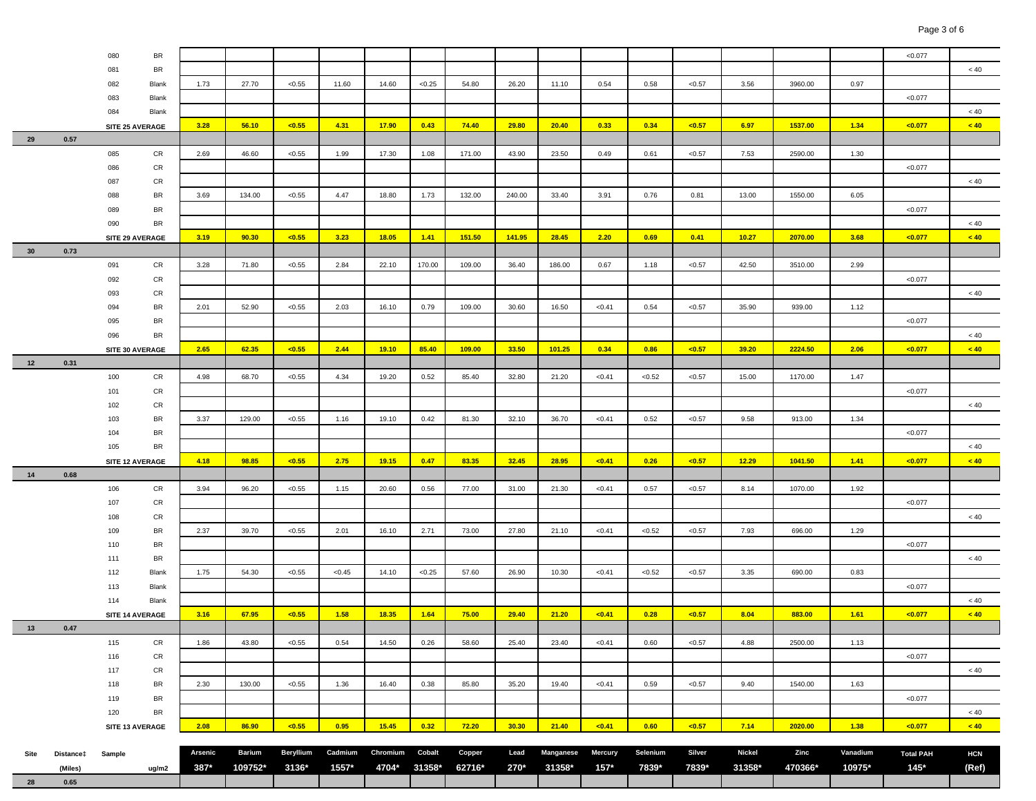| Site | Distance‡ (Miles) | Sample | ug/m2 | Arsenic 387* | Barium 109752* | Beryllium 3136* | Cadmium 1557* | Chromium 4704* | Cobalt 31358* | Copper 62716* | Lead 270* | Manganese 31358* | Mercury 157* | Selenium 7839* | Silver 7839* | Nickel 31358* | Zinc 470366* | Vanadium 10975* | Total PAH 145* | HCN (Ref) |
|---|---|---|---|---|---|---|---|---|---|---|---|---|---|---|---|---|---|---|---|---|
| | | 080 | BR | | | | | | | | | | | | | | | | <0.077 | |
| | | 081 | BR | | | | | | | | | | | | | | | | | < 40 |
| | | 082 | Blank | 1.73 | 27.70 | <0.55 | 11.60 | 14.60 | <0.25 | 54.80 | 26.20 | 11.10 | 0.54 | 0.58 | <0.57 | 3.56 | 3960.00 | 0.97 | | |
| | | 083 | Blank | | | | | | | | | | | | | | | | <0.077 | |
| | | 084 | Blank | | | | | | | | | | | | | | | | | < 40 |
| | | **SITE 25 AVERAGE** | | **3.28** | **56.10** | **<0.55** | **4.31** | **17.90** | **0.43** | **74.40** | **29.80** | **20.40** | **0.33** | **0.34** | **<0.57** | **6.97** | **1537.00** | **1.34** | **<0.077** | **< 40** |
| 29 | 0.57 | | | | | | | | | | | | | | | | | | | |
| | | 085 | CR | 2.69 | 46.60 | <0.55 | 1.99 | 17.30 | 1.08 | 171.00 | 43.90 | 23.50 | 0.49 | 0.61 | <0.57 | 7.53 | 2590.00 | 1.30 | | |
| | | 086 | CR | | | | | | | | | | | | | | | | <0.077 | |
| | | 087 | CR | | | | | | | | | | | | | | | | | < 40 |
| | | 088 | BR | 3.69 | 134.00 | <0.55 | 4.47 | 18.80 | 1.73 | 132.00 | 240.00 | 33.40 | 3.91 | 0.76 | 0.81 | 13.00 | 1550.00 | 6.05 | | |
| | | 089 | BR | | | | | | | | | | | | | | | | <0.077 | |
| | | 090 | BR | | | | | | | | | | | | | | | | | < 40 |
| | | **SITE 29 AVERAGE** | | **3.19** | **90.30** | **<0.55** | **3.23** | **18.05** | **1.41** | **151.50** | **141.95** | **28.45** | **2.20** | **0.69** | **0.41** | **10.27** | **2070.00** | **3.68** | **<0.077** | **< 40** |
| 30 | 0.73 | | | | | | | | | | | | | | | | | | | |
| | | 091 | CR | 3.28 | 71.80 | <0.55 | 2.84 | 22.10 | 170.00 | 109.00 | 36.40 | 186.00 | 0.67 | 1.18 | <0.57 | 42.50 | 3510.00 | 2.99 | | |
| | | 092 | CR | | | | | | | | | | | | | | | | <0.077 | |
| | | 093 | CR | | | | | | | | | | | | | | | | | < 40 |
| | | 094 | BR | 2.01 | 52.90 | <0.55 | 2.03 | 16.10 | 0.79 | 109.00 | 30.60 | 16.50 | <0.41 | 0.54 | <0.57 | 35.90 | 939.00 | 1.12 | | |
| | | 095 | BR | | | | | | | | | | | | | | | | <0.077 | |
| | | 096 | BR | | | | | | | | | | | | | | | | | < 40 |
| | | **SITE 30 AVERAGE** | | **2.65** | **62.35** | **<0.55** | **2.44** | **19.10** | **85.40** | **109.00** | **33.50** | **101.25** | **0.34** | **0.86** | **<0.57** | **39.20** | **2224.50** | **2.06** | **<0.077** | **< 40** |
| 12 | 0.31 | | | | | | | | | | | | | | | | | | | |
| | | 100 | CR | 4.98 | 68.70 | <0.55 | 4.34 | 19.20 | 0.52 | 85.40 | 32.80 | 21.20 | <0.41 | <0.52 | <0.57 | 15.00 | 1170.00 | 1.47 | | |
| | | 101 | CR | | | | | | | | | | | | | | | | <0.077 | |
| | | 102 | CR | | | | | | | | | | | | | | | | | < 40 |
| | | 103 | BR | 3.37 | 129.00 | <0.55 | 1.16 | 19.10 | 0.42 | 81.30 | 32.10 | 36.70 | <0.41 | 0.52 | <0.57 | 9.58 | 913.00 | 1.34 | | |
| | | 104 | BR | | | | | | | | | | | | | | | | <0.077 | |
| | | 105 | BR | | | | | | | | | | | | | | | | | < 40 |
| | | **SITE 12 AVERAGE** | | **4.18** | **98.85** | **<0.55** | **2.75** | **19.15** | **0.47** | **83.35** | **32.45** | **28.95** | **<0.41** | **0.26** | **<0.57** | **12.29** | **1041.50** | **1.41** | **<0.077** | **< 40** |
| 14 | 0.68 | | | | | | | | | | | | | | | | | | | |
| | | 106 | CR | 3.94 | 96.20 | <0.55 | 1.15 | 20.60 | 0.56 | 77.00 | 31.00 | 21.30 | <0.41 | 0.57 | <0.57 | 8.14 | 1070.00 | 1.92 | | |
| | | 107 | CR | | | | | | | | | | | | | | | | <0.077 | |
| | | 108 | CR | | | | | | | | | | | | | | | | | < 40 |
| | | 109 | BR | 2.37 | 39.70 | <0.55 | 2.01 | 16.10 | 2.71 | 73.00 | 27.80 | 21.10 | <0.41 | <0.52 | <0.57 | 7.93 | 696.00 | 1.29 | | |
| | | 110 | BR | | | | | | | | | | | | | | | | <0.077 | |
| | | 111 | BR | | | | | | | | | | | | | | | | | < 40 |
| | | 112 | Blank | 1.75 | 54.30 | <0.55 | <0.45 | 14.10 | <0.25 | 57.60 | 26.90 | 10.30 | <0.41 | <0.52 | <0.57 | 3.35 | 690.00 | 0.83 | | |
| | | 113 | Blank | | | | | | | | | | | | | | | | <0.077 | |
| | | 114 | Blank | | | | | | | | | | | | | | | | | < 40 |
| | | **SITE 14 AVERAGE** | | **3.16** | **67.95** | **<0.55** | **1.58** | **18.35** | **1.64** | **75.00** | **29.40** | **21.20** | **<0.41** | **0.28** | **<0.57** | **8.04** | **883.00** | **1.61** | **<0.077** | **< 40** |
| 13 | 0.47 | | | | | | | | | | | | | | | | | | | |
| | | 115 | CR | 1.86 | 43.80 | <0.55 | 0.54 | 14.50 | 0.26 | 58.60 | 25.40 | 23.40 | <0.41 | 0.60 | <0.57 | 4.88 | 2500.00 | 1.13 | | |
| | | 116 | CR | | | | | | | | | | | | | | | | <0.077 | |
| | | 117 | CR | | | | | | | | | | | | | | | | | < 40 |
| | | 118 | BR | 2.30 | 130.00 | <0.55 | 1.36 | 16.40 | 0.38 | 85.80 | 35.20 | 19.40 | <0.41 | 0.59 | <0.57 | 9.40 | 1540.00 | 1.63 | | |
| | | 119 | BR | | | | | | | | | | | | | | | | <0.077 | |
| | | 120 | BR | | | | | | | | | | | | | | | | | < 40 |
| | | **SITE 13 AVERAGE** | | **2.08** | **86.90** | **<0.55** | **0.95** | **15.45** | **0.32** | **72.20** | **30.30** | **21.40** | **<0.41** | **0.60** | **<0.57** | **7.14** | **2020.00** | **1.38** | **<0.077** | **< 40** |
| 28 | 0.65 | | | | | | | | | | | | | | | | | | | |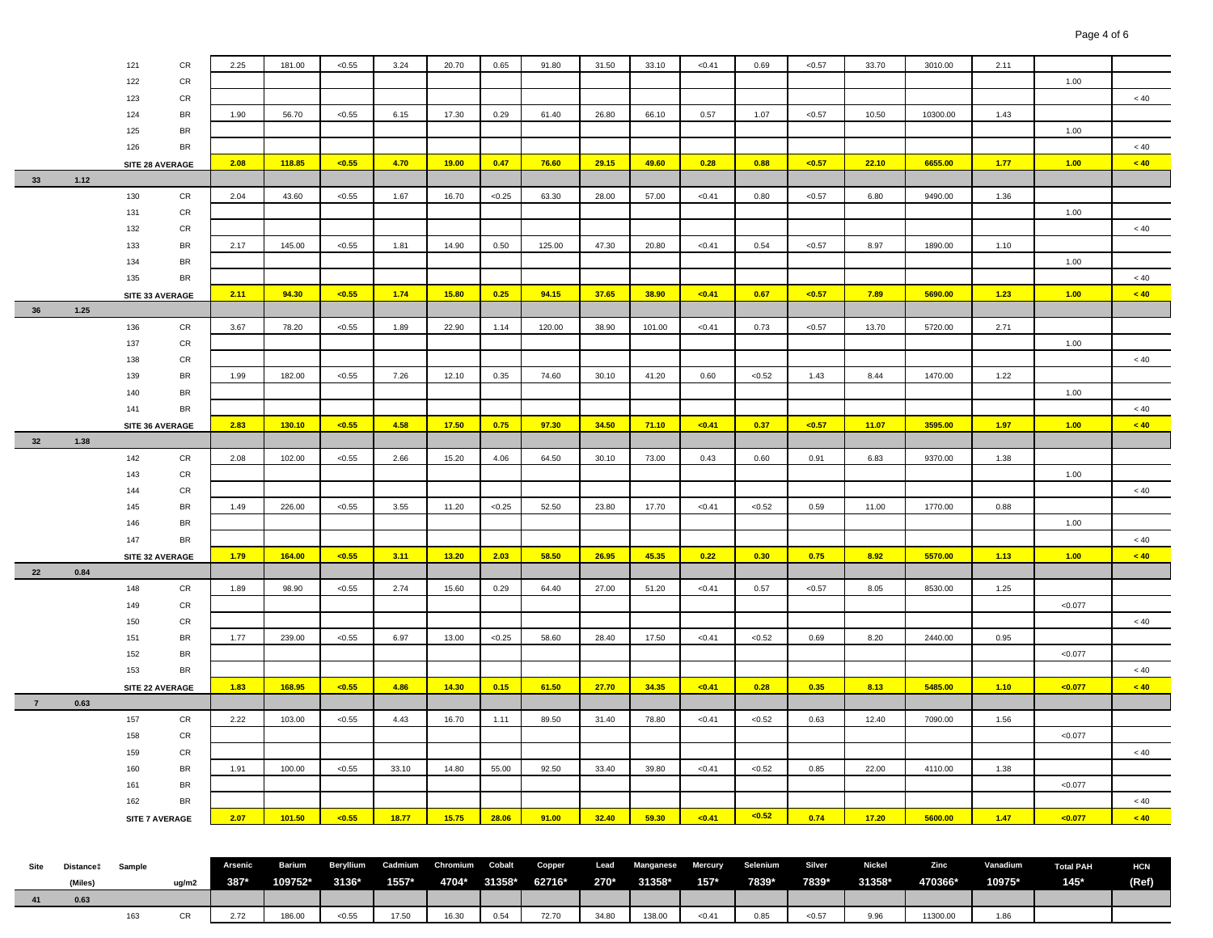| Site | Distance‡ (Miles) | Sample | ug/m2 | Arsenic 387* | Barium 109752* | Beryllium 3136* | Cadmium 1557* | Chromium 4704* | Cobalt 31358* | Copper 62716* | Lead 270* | Manganese 31358* | Mercury 157* | Selenium 7839* | Silver 7839* | Nickel 31358* | Zinc 470366* | Vanadium 10975* | Total PAH 145* | HCN (Ref) |
|---|---|---|---|---|---|---|---|---|---|---|---|---|---|---|---|---|---|---|---|---|
| | | 121 | CR | 2.25 | 181.00 | <0.55 | 3.24 | 20.70 | 0.65 | 91.80 | 31.50 | 33.10 | <0.41 | 0.69 | <0.57 | 33.70 | 3010.00 | 2.11 | | |
| | | 122 | CR | | | | | | | | | | | | | | | | 1.00 | |
| | | 123 | CR | | | | | | | | | | | | | | | | | < 40 |
| | | 124 | BR | 1.90 | 56.70 | <0.55 | 6.15 | 17.30 | 0.29 | 61.40 | 26.80 | 66.10 | 0.57 | 1.07 | <0.57 | 10.50 | 10300.00 | 1.43 | | |
| | | 125 | BR | | | | | | | | | | | | | | | | 1.00 | |
| | | 126 | BR | | | | | | | | | | | | | | | | | < 40 |
| | | SITE 28 AVERAGE | | **2.08** | **118.85** | **<0.55** | **4.70** | **19.00** | **0.47** | **76.60** | **29.15** | **49.60** | **0.28** | **0.88** | **<0.57** | **22.10** | **6655.00** | **1.77** | **1.00** | **< 40** |
| 33 | 1.12 | | | | | | | | | | | | | | | | | | | |
| | | 130 | CR | 2.04 | 43.60 | <0.55 | 1.67 | 16.70 | <0.25 | 63.30 | 28.00 | 57.00 | <0.41 | 0.80 | <0.57 | 6.80 | 9490.00 | 1.36 | | |
| | | 131 | CR | | | | | | | | | | | | | | | | 1.00 | |
| | | 132 | CR | | | | | | | | | | | | | | | | | < 40 |
| | | 133 | BR | 2.17 | 145.00 | <0.55 | 1.81 | 14.90 | 0.50 | 125.00 | 47.30 | 20.80 | <0.41 | 0.54 | <0.57 | 8.97 | 1890.00 | 1.10 | | |
| | | 134 | BR | | | | | | | | | | | | | | | | 1.00 | |
| | | 135 | BR | | | | | | | | | | | | | | | | | < 40 |
| | | SITE 33 AVERAGE | | **2.11** | **94.30** | **<0.55** | **1.74** | **15.80** | **0.25** | **94.15** | **37.65** | **38.90** | **<0.41** | **0.67** | **<0.57** | **7.89** | **5690.00** | **1.23** | **1.00** | **< 40** |
| 36 | 1.25 | | | | | | | | | | | | | | | | | | | |
| | | 136 | CR | 3.67 | 78.20 | <0.55 | 1.89 | 22.90 | 1.14 | 120.00 | 38.90 | 101.00 | <0.41 | 0.73 | <0.57 | 13.70 | 5720.00 | 2.71 | | |
| | | 137 | CR | | | | | | | | | | | | | | | | 1.00 | |
| | | 138 | CR | | | | | | | | | | | | | | | | | < 40 |
| | | 139 | BR | 1.99 | 182.00 | <0.55 | 7.26 | 12.10 | 0.35 | 74.60 | 30.10 | 41.20 | 0.60 | <0.52 | 1.43 | 8.44 | 1470.00 | 1.22 | | |
| | | 140 | BR | | | | | | | | | | | | | | | | 1.00 | |
| | | 141 | BR | | | | | | | | | | | | | | | | | < 40 |
| | | SITE 36 AVERAGE | | **2.83** | **130.10** | **<0.55** | **4.58** | **17.50** | **0.75** | **97.30** | **34.50** | **71.10** | **<0.41** | **0.37** | **<0.57** | **11.07** | **3595.00** | **1.97** | **1.00** | **< 40** |
| 32 | 1.38 | | | | | | | | | | | | | | | | | | | |
| | | 142 | CR | 2.08 | 102.00 | <0.55 | 2.66 | 15.20 | 4.06 | 64.50 | 30.10 | 73.00 | 0.43 | 0.60 | 0.91 | 6.83 | 9370.00 | 1.38 | | |
| | | 143 | CR | | | | | | | | | | | | | | | | 1.00 | |
| | | 144 | CR | | | | | | | | | | | | | | | | | < 40 |
| | | 145 | BR | 1.49 | 226.00 | <0.55 | 3.55 | 11.20 | <0.25 | 52.50 | 23.80 | 17.70 | <0.41 | <0.52 | 0.59 | 11.00 | 1770.00 | 0.88 | | |
| | | 146 | BR | | | | | | | | | | | | | | | | 1.00 | |
| | | 147 | BR | | | | | | | | | | | | | | | | | < 40 |
| | | SITE 32 AVERAGE | | **1.79** | **164.00** | **<0.55** | **3.11** | **13.20** | **2.03** | **58.50** | **26.95** | **45.35** | **0.22** | **0.30** | **0.75** | **8.92** | **5570.00** | **1.13** | **1.00** | **< 40** |
| 22 | 0.84 | | | | | | | | | | | | | | | | | | | |
| | | 148 | CR | 1.89 | 98.90 | <0.55 | 2.74 | 15.60 | 0.29 | 64.40 | 27.00 | 51.20 | <0.41 | 0.57 | <0.57 | 8.05 | 8530.00 | 1.25 | | |
| | | 149 | CR | | | | | | | | | | | | | | | | <0.077 | |
| | | 150 | CR | | | | | | | | | | | | | | | | | < 40 |
| | | 151 | BR | 1.77 | 239.00 | <0.55 | 6.97 | 13.00 | <0.25 | 58.60 | 28.40 | 17.50 | <0.41 | <0.52 | 0.69 | 8.20 | 2440.00 | 0.95 | | |
| | | 152 | BR | | | | | | | | | | | | | | | | <0.077 | |
| | | 153 | BR | | | | | | | | | | | | | | | | | < 40 |
| | | SITE 22 AVERAGE | | **1.83** | **168.95** | **<0.55** | **4.86** | **14.30** | **0.15** | **61.50** | **27.70** | **34.35** | **<0.41** | **0.28** | **0.35** | **8.13** | **5485.00** | **1.10** | **<0.077** | **< 40** |
| 7 | 0.63 | | | | | | | | | | | | | | | | | | | |
| | | 157 | CR | 2.22 | 103.00 | <0.55 | 4.43 | 16.70 | 1.11 | 89.50 | 31.40 | 78.80 | <0.41 | <0.52 | 0.63 | 12.40 | 7090.00 | 1.56 | | |
| | | 158 | CR | | | | | | | | | | | | | | | | <0.077 | |
| | | 159 | CR | | | | | | | | | | | | | | | | | < 40 |
| | | 160 | BR | 1.91 | 100.00 | <0.55 | 33.10 | 14.80 | 55.00 | 92.50 | 33.40 | 39.80 | <0.41 | <0.52 | 0.85 | 22.00 | 4110.00 | 1.38 | | |
| | | 161 | BR | | | | | | | | | | | | | | | | <0.077 | |
| | | 162 | BR | | | | | | | | | | | | | | | | | < 40 |
| | | SITE 7 AVERAGE | | **2.07** | **101.50** | **<0.55** | **18.77** | **15.75** | **28.06** | **91.00** | **32.40** | **59.30** | **<0.41** | **<0.52** | **0.74** | **17.20** | **5600.00** | **1.47** | **<0.077** | **< 40** |
| 41 | 0.63 | | | | | | | | | | | | | | | | | | | |
| | | 163 | CR | 2.72 | 186.00 | <0.55 | 17.50 | 16.30 | 0.54 | 72.70 | 34.80 | 138.00 | <0.41 | 0.85 | <0.57 | 9.96 | 11300.00 | 1.86 | | |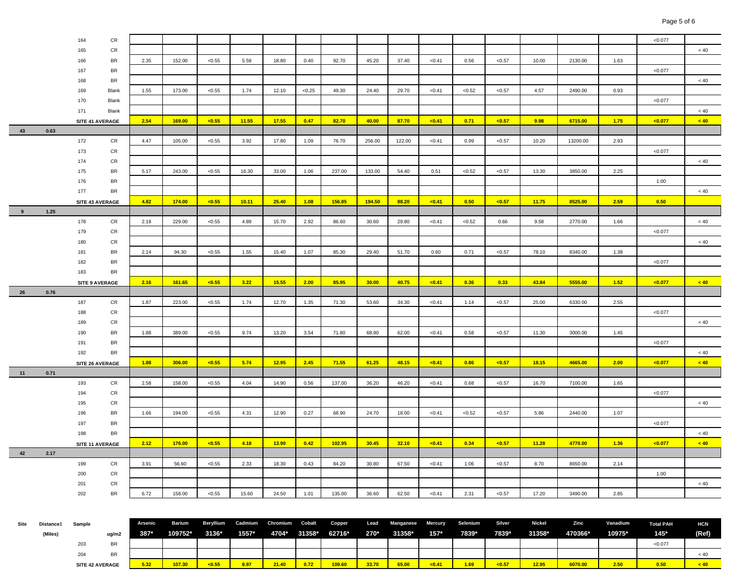| Site | Distance‡ (Miles) | Sample | ug/m2 | Arsenic 387* | Barium 109752* | Beryllium 3136* | Cadmium 1557* | Chromium 4704* | Cobalt 31358* | Copper 62716* | Lead 270* | Manganese 31358* | Mercury 157* | Selenium 7839* | Silver 7839* | Nickel 31358* | Zinc 470366* | Vanadium 10975* | Total PAH 145* | HCN (Ref) |
|---|---|---|---|---|---|---|---|---|---|---|---|---|---|---|---|---|---|---|---|---|
| | | 164 | CR | | | | | | | | | | | | | | | | <0.077 | |
| | | 165 | CR | | | | | | | | | | | | | | | | | < 40 |
| | | 166 | BR | 2.35 | 152.00 | <0.55 | 5.59 | 18.80 | 0.40 | 92.70 | 45.20 | 37.40 | <0.41 | 0.56 | <0.57 | 10.00 | 2130.00 | 1.63 | | |
| | | 167 | BR | | | | | | | | | | | | | | | | <0.077 | |
| | | 168 | BR | | | | | | | | | | | | | | | | | < 40 |
| | | 169 | Blank | 1.55 | 173.00 | <0.55 | 1.74 | 12.10 | <0.25 | 49.30 | 24.40 | 29.70 | <0.41 | <0.52 | <0.57 | 4.57 | 2490.00 | 0.93 | | |
| | | 170 | Blank | | | | | | | | | | | | | | | | <0.077 | |
| | | 171 | Blank | | | | | | | | | | | | | | | | | < 40 |
| | | **SITE 41 AVERAGE** | | **2.54** | **169.00** | **<0.55** | **11.55** | **17.55** | **0.47** | **82.70** | **40.00** | **87.70** | **<0.41** | **0.71** | **<0.57** | **9.98** | **6715.00** | **1.75** | **<0.077** | **< 40** |
| 43 | 0.63 | | | | | | | | | | | | | | | | | | | |
| | | 172 | CR | 4.47 | 105.00 | <0.55 | 3.92 | 17.80 | 1.09 | 76.70 | 256.00 | 122.00 | <0.41 | 0.99 | <0.57 | 10.20 | 13200.00 | 2.93 | | |
| | | 173 | CR | | | | | | | | | | | | | | | | <0.077 | |
| | | 174 | CR | | | | | | | | | | | | | | | | | < 40 |
| | | 175 | BR | 5.17 | 243.00 | <0.55 | 16.30 | 33.00 | 1.06 | 237.00 | 133.00 | 54.40 | 0.51 | <0.52 | <0.57 | 13.30 | 3850.00 | 2.25 | | |
| | | 176 | BR | | | | | | | | | | | | | | | | 1.00 | |
| | | 177 | BR | | | | | | | | | | | | | | | | | < 40 |
| | | **SITE 43 AVERAGE** | | **4.82** | **174.00** | **<0.55** | **10.11** | **25.40** | **1.08** | **156.85** | **194.50** | **88.20** | **<0.41** | **0.50** | **<0.57** | **11.75** | **8525.00** | **2.59** | **0.50** | |
| 9 | 1.25 | | | | | | | | | | | | | | | | | | | |
| | | 178 | CR | 2.18 | 229.00 | <0.55 | 4.89 | 15.70 | 2.92 | 86.60 | 30.60 | 29.80 | <0.41 | <0.52 | 0.66 | 9.58 | 2770.00 | 1.66 | | < 40 |
| | | 179 | CR | | | | | | | | | | | | | | | | <0.077 | |
| | | 180 | CR | | | | | | | | | | | | | | | | | < 40 |
| | | 181 | BR | 2.14 | 94.30 | <0.55 | 1.55 | 15.40 | 1.07 | 85.30 | 29.40 | 51.70 | 0.60 | 0.71 | <0.57 | 78.10 | 8340.00 | 1.38 | | |
| | | 182 | BR | | | | | | | | | | | | | | | | <0.077 | |
| | | 183 | BR | | | | | | | | | | | | | | | | | |
| | | **SITE 9 AVERAGE** | | **2.16** | **161.65** | **<0.55** | **3.22** | **15.55** | **2.00** | **85.95** | **30.00** | **40.75** | **<0.41** | **0.36** | **0.33** | **43.84** | **5555.00** | **1.52** | **<0.077** | **< 40** |
| 26 | 0.76 | | | | | | | | | | | | | | | | | | | |
| | | 187 | CR | 1.87 | 223.00 | <0.55 | 1.74 | 12.70 | 1.35 | 71.30 | 53.60 | 34.30 | <0.41 | 1.14 | <0.57 | 25.00 | 6330.00 | 2.55 | | |
| | | 188 | CR | | | | | | | | | | | | | | | | <0.077 | |
| | | 189 | CR | | | | | | | | | | | | | | | | | < 40 |
| | | 190 | BR | 1.88 | 389.00 | <0.55 | 9.74 | 13.20 | 3.54 | 71.80 | 68.90 | 62.00 | <0.41 | 0.58 | <0.57 | 11.30 | 3000.00 | 1.45 | | |
| | | 191 | BR | | | | | | | | | | | | | | | | <0.077 | |
| | | 192 | BR | | | | | | | | | | | | | | | | | < 40 |
| | | **SITE 26 AVERAGE** | | **1.88** | **306.00** | **<0.55** | **5.74** | **12.95** | **2.45** | **71.55** | **61.25** | **48.15** | **<0.41** | **0.86** | **<0.57** | **18.15** | **4665.00** | **2.00** | **<0.077** | **< 40** |
| 11 | 0.71 | | | | | | | | | | | | | | | | | | | |
| | | 193 | CR | 2.58 | 158.00 | <0.55 | 4.04 | 14.90 | 0.56 | 137.00 | 36.20 | 46.20 | <0.41 | 0.68 | <0.57 | 16.70 | 7100.00 | 1.65 | | |
| | | 194 | CR | | | | | | | | | | | | | | | | <0.077 | |
| | | 195 | CR | | | | | | | | | | | | | | | | | < 40 |
| | | 196 | BR | 1.66 | 194.00 | <0.55 | 4.31 | 12.90 | 0.27 | 68.90 | 24.70 | 18.00 | <0.41 | <0.52 | <0.57 | 5.86 | 2440.00 | 1.07 | | |
| | | 197 | BR | | | | | | | | | | | | | | | | <0.077 | |
| | | 198 | BR | | | | | | | | | | | | | | | | | < 40 |
| | | **SITE 11 AVERAGE** | | **2.12** | **176.00** | **<0.55** | **4.18** | **13.90** | **0.42** | **102.95** | **30.45** | **32.10** | **<0.41** | **0.34** | **<0.57** | **11.28** | **4770.00** | **1.36** | **<0.077** | **< 40** |
| 42 | 2.17 | | | | | | | | | | | | | | | | | | | |
| | | 199 | CR | 3.91 | 56.60 | <0.55 | 2.33 | 18.30 | 0.43 | 84.20 | 30.80 | 67.50 | <0.41 | 1.06 | <0.57 | 8.70 | 8650.00 | 2.14 | | |
| | | 200 | CR | | | | | | | | | | | | | | | | 1.00 | |
| | | 201 | CR | | | | | | | | | | | | | | | | | < 40 |
| | | 202 | BR | 6.72 | 158.00 | <0.55 | 15.60 | 24.50 | 1.01 | 135.00 | 36.60 | 62.50 | <0.41 | 2.31 | <0.57 | 17.20 | 3490.00 | 2.85 | | |
| | | 203 | BR | | | | | | | | | | | | | | | | <0.077 | |
| | | 204 | BR | | | | | | | | | | | | | | | | | < 40 |
| | | **SITE 42 AVERAGE** | | **5.32** | **107.30** | **<0.55** | **8.97** | **21.40** | **0.72** | **109.60** | **33.70** | **65.00** | **<0.41** | **1.69** | **<0.57** | **12.95** | **6070.00** | **2.50** | **0.50** | **< 40** |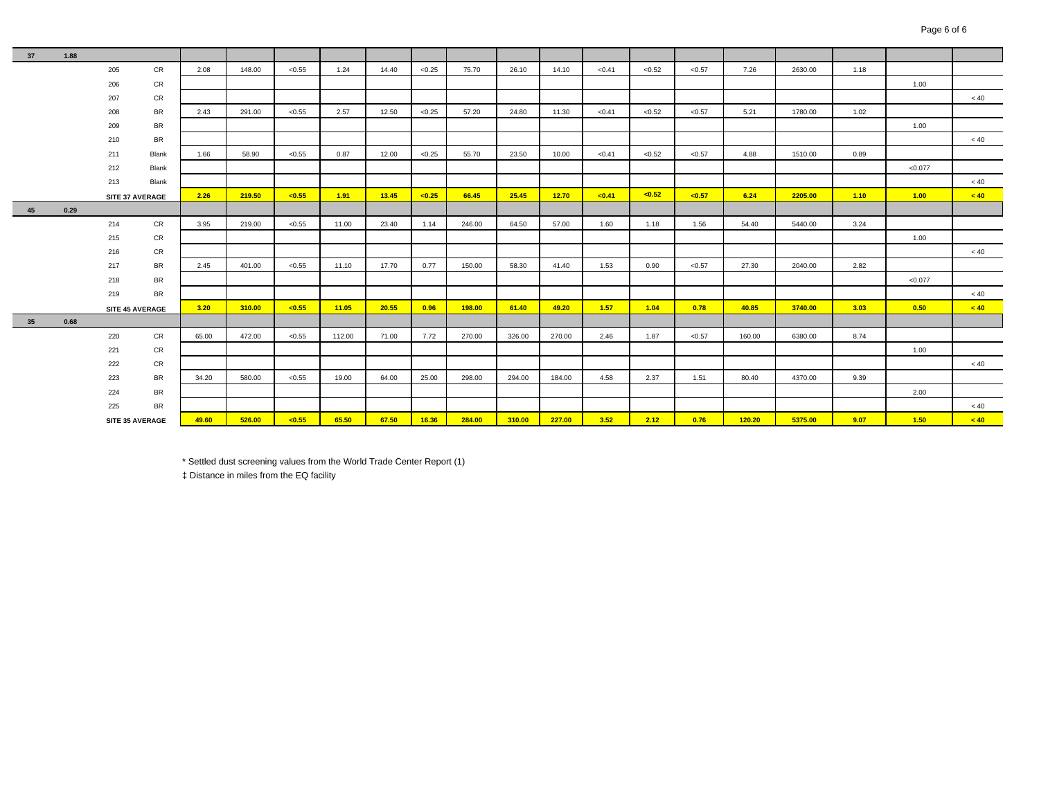| | | | | | | | | | | | | | | | | | | | |
|---|---|---|---|---|---|---|---|---|---|---|---|---|---|---|---|---|---|---|---|
| 37 | 1.88 | | | | | | | | | | | | | | | | | | |
| | | 205 | CR | 2.08 | 148.00 | <0.55 | 1.24 | 14.40 | <0.25 | 75.70 | 26.10 | 14.10 | <0.41 | <0.52 | <0.57 | 7.26 | 2630.00 | 1.18 | | |
| | | 206 | CR | | | | | | | | | | | | | | | | 1.00 | |
| | | 207 | CR | | | | | | | | | | | | | | | | | < 40 |
| | | 208 | BR | 2.43 | 291.00 | <0.55 | 2.57 | 12.50 | <0.25 | 57.20 | 24.80 | 11.30 | <0.41 | <0.52 | <0.57 | 5.21 | 1780.00 | 1.02 | | |
| | | 209 | BR | | | | | | | | | | | | | | | | 1.00 | |
| | | 210 | BR | | | | | | | | | | | | | | | | | < 40 |
| | | 211 | Blank | 1.66 | 58.90 | <0.55 | 0.87 | 12.00 | <0.25 | 55.70 | 23.50 | 10.00 | <0.41 | <0.52 | <0.57 | 4.88 | 1510.00 | 0.89 | | |
| | | 212 | Blank | | | | | | | | | | | | | | | | <0.077 | |
| | | 213 | Blank | | | | | | | | | | | | | | | | | < 40 |
| | | **SITE 37 AVERAGE** | | **2.26** | **219.50** | **<0.55** | **1.91** | **13.45** | **<0.25** | **66.45** | **25.45** | **12.70** | **<0.41** | **<0.52** | **<0.57** | **6.24** | **2205.00** | **1.10** | **1.00** | **< 40** |
| 45 | 0.29 | | | | | | | | | | | | | | | | | | | |
| | | 214 | CR | 3.95 | 219.00 | <0.55 | 11.00 | 23.40 | 1.14 | 246.00 | 64.50 | 57.00 | 1.60 | 1.18 | 1.56 | 54.40 | 5440.00 | 3.24 | | |
| | | 215 | CR | | | | | | | | | | | | | | | | 1.00 | |
| | | 216 | CR | | | | | | | | | | | | | | | | | < 40 |
| | | 217 | BR | 2.45 | 401.00 | <0.55 | 11.10 | 17.70 | 0.77 | 150.00 | 58.30 | 41.40 | 1.53 | 0.90 | <0.57 | 27.30 | 2040.00 | 2.82 | | |
| | | 218 | BR | | | | | | | | | | | | | | | | <0.077 | |
| | | 219 | BR | | | | | | | | | | | | | | | | | < 40 |
| | | **SITE 45 AVERAGE** | | **3.20** | **310.00** | **<0.55** | **11.05** | **20.55** | **0.96** | **198.00** | **61.40** | **49.20** | **1.57** | **1.04** | **0.78** | **40.85** | **3740.00** | **3.03** | **0.50** | **< 40** |
| 35 | 0.68 | | | | | | | | | | | | | | | | | | | |
| | | 220 | CR | 65.00 | 472.00 | <0.55 | 112.00 | 71.00 | 7.72 | 270.00 | 326.00 | 270.00 | 2.46 | 1.87 | <0.57 | 160.00 | 6380.00 | 8.74 | | |
| | | 221 | CR | | | | | | | | | | | | | | | | 1.00 | |
| | | 222 | CR | | | | | | | | | | | | | | | | | < 40 |
| | | 223 | BR | 34.20 | 580.00 | <0.55 | 19.00 | 64.00 | 25.00 | 298.00 | 294.00 | 184.00 | 4.58 | 2.37 | 1.51 | 80.40 | 4370.00 | 9.39 | | |
| | | 224 | BR | | | | | | | | | | | | | | | | 2.00 | |
| | | 225 | BR | | | | | | | | | | | | | | | | | < 40 |
| | | **SITE 35 AVERAGE** | | **49.60** | **526.00** | **<0.55** | **65.50** | **67.50** | **16.36** | **284.00** | **310.00** | **227.00** | **3.52** | **2.12** | **0.76** | **120.20** | **5375.00** | **9.07** | **1.50** | **< 40** |

* Settled dust screening values from the World Trade Center Report (1)

‡ Distance in miles from the EQ facility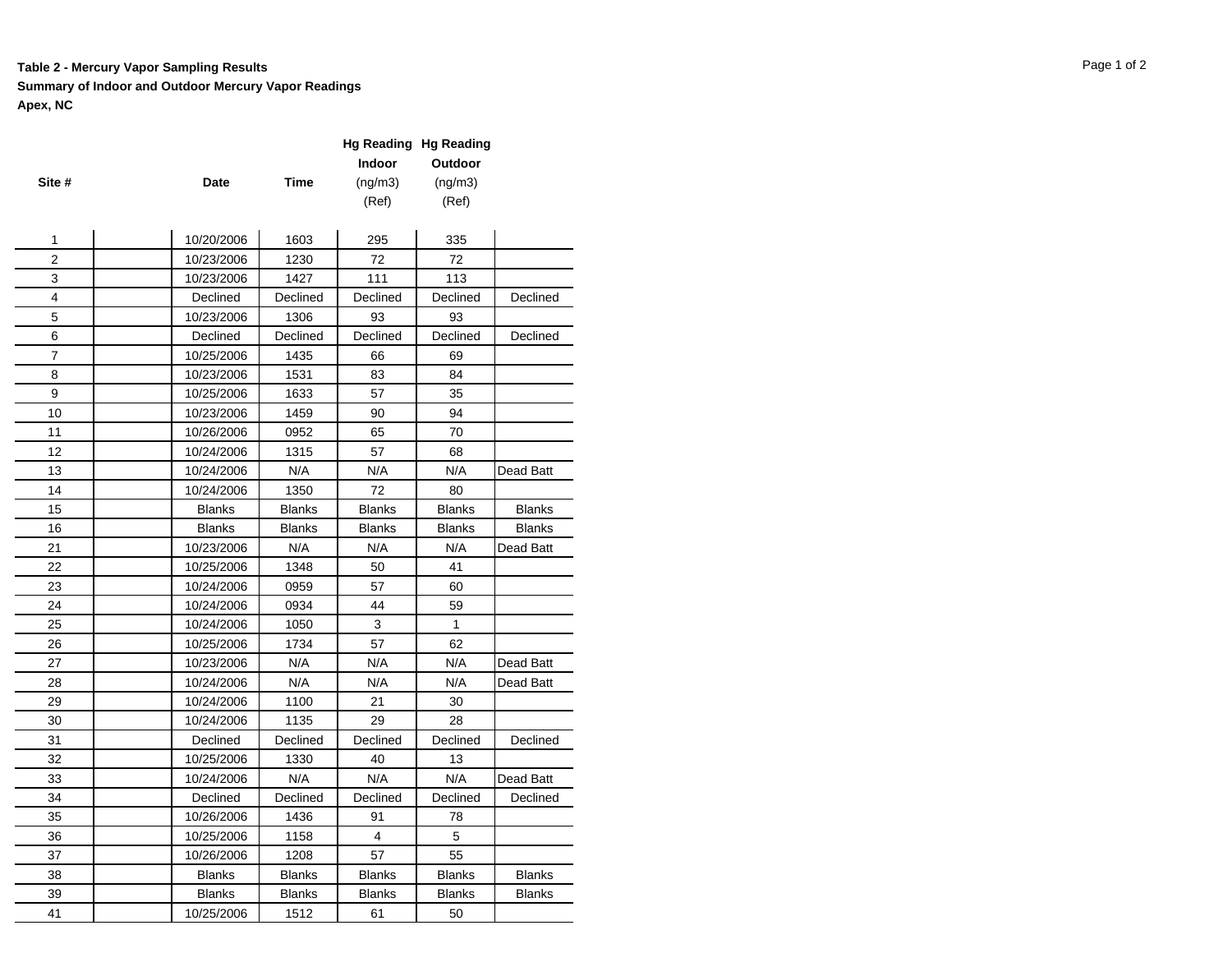**Table 2 - Mercury Vapor Sampling Results**

**Summary of Indoor and Outdoor Mercury Vapor Readings**

**Apex, NC**

| Site # | | Date | Time | Hg Reading Indoor (ng/m3) (Ref) | Hg Reading Outdoor (ng/m3) (Ref) | |
|---|---|---|---|---|---|---|
| 1 | | 10/20/2006 | 1603 | 295 | 335 | |
| 2 | | 10/23/2006 | 1230 | 72 | 72 | |
| 3 | | 10/23/2006 | 1427 | 111 | 113 | |
| 4 | | Declined | Declined | Declined | Declined | Declined |
| 5 | | 10/23/2006 | 1306 | 93 | 93 | |
| 6 | | Declined | Declined | Declined | Declined | Declined |
| 7 | | 10/25/2006 | 1435 | 66 | 69 | |
| 8 | | 10/23/2006 | 1531 | 83 | 84 | |
| 9 | | 10/25/2006 | 1633 | 57 | 35 | |
| 10 | | 10/23/2006 | 1459 | 90 | 94 | |
| 11 | | 10/26/2006 | 0952 | 65 | 70 | |
| 12 | | 10/24/2006 | 1315 | 57 | 68 | |
| 13 | | 10/24/2006 | N/A | N/A | N/A | Dead Batt |
| 14 | | 10/24/2006 | 1350 | 72 | 80 | |
| 15 | | Blanks | Blanks | Blanks | Blanks | Blanks |
| 16 | | Blanks | Blanks | Blanks | Blanks | Blanks |
| 21 | | 10/23/2006 | N/A | N/A | N/A | Dead Batt |
| 22 | | 10/25/2006 | 1348 | 50 | 41 | |
| 23 | | 10/24/2006 | 0959 | 57 | 60 | |
| 24 | | 10/24/2006 | 0934 | 44 | 59 | |
| 25 | | 10/24/2006 | 1050 | 3 | 1 | |
| 26 | | 10/25/2006 | 1734 | 57 | 62 | |
| 27 | | 10/23/2006 | N/A | N/A | N/A | Dead Batt |
| 28 | | 10/24/2006 | N/A | N/A | N/A | Dead Batt |
| 29 | | 10/24/2006 | 1100 | 21 | 30 | |
| 30 | | 10/24/2006 | 1135 | 29 | 28 | |
| 31 | | Declined | Declined | Declined | Declined | Declined |
| 32 | | 10/25/2006 | 1330 | 40 | 13 | |
| 33 | | 10/24/2006 | N/A | N/A | N/A | Dead Batt |
| 34 | | Declined | Declined | Declined | Declined | Declined |
| 35 | | 10/26/2006 | 1436 | 91 | 78 | |
| 36 | | 10/25/2006 | 1158 | 4 | 5 | |
| 37 | | 10/26/2006 | 1208 | 57 | 55 | |
| 38 | | Blanks | Blanks | Blanks | Blanks | Blanks |
| 39 | | Blanks | Blanks | Blanks | Blanks | Blanks |
| 41 | | 10/25/2006 | 1512 | 61 | 50 | |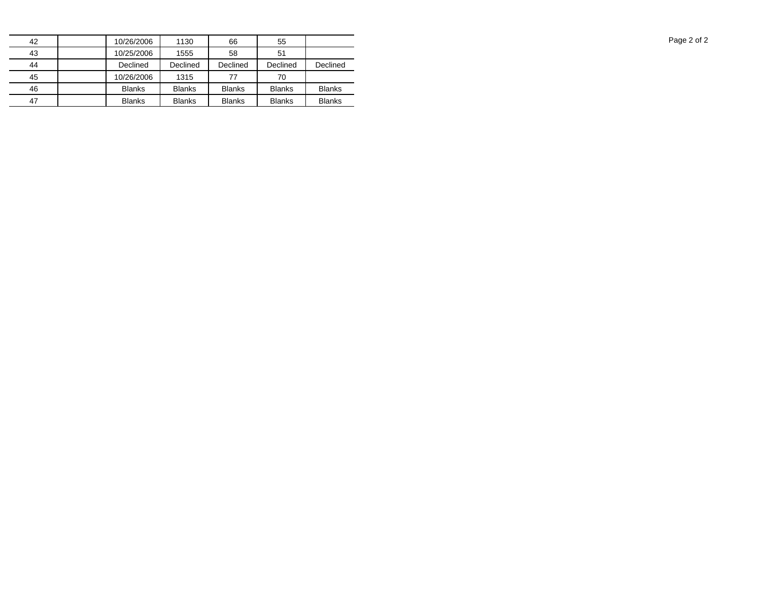| | | | | | | |
|---|---|---|---|---|---|---|
| 42 | | 10/26/2006 | 1130 | 66 | 55 | |
| 43 | | 10/25/2006 | 1555 | 58 | 51 | |
| 44 | | Declined | Declined | Declined | Declined | Declined |
| 45 | | 10/26/2006 | 1315 | 77 | 70 | |
| 46 | | Blanks | Blanks | Blanks | Blanks | Blanks |
| 47 | | Blanks | Blanks | Blanks | Blanks | Blanks |